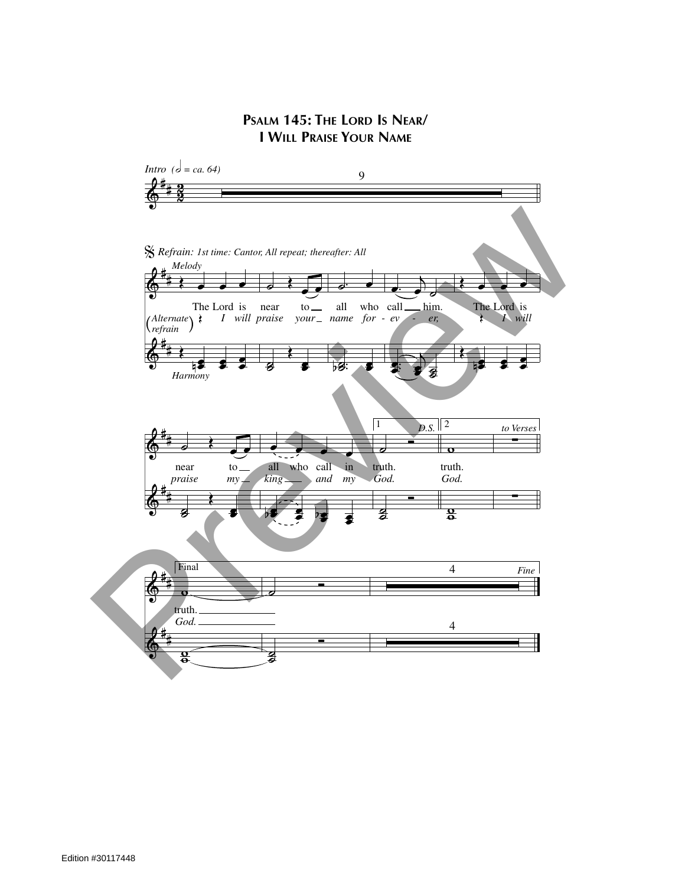# Psalm 145: The Lord Is Near/ I Will Praise Your Name

*Intro* (♩ = ca. 64)

9

𝄋 *Refrain: 1st time: Cantor, All repeat; thereafter: All*

*Melody*

The Lord is near to all who call him. The Lord is near to all who call in truth. truth.

(*Alternate refrain*) *I will praise your name for - ev - er, I will praise my king and my God. God.*

*Harmony*

1 *D.S.* 2 *to Verses*

Final

truth.

*God.*

4 *Fine*

4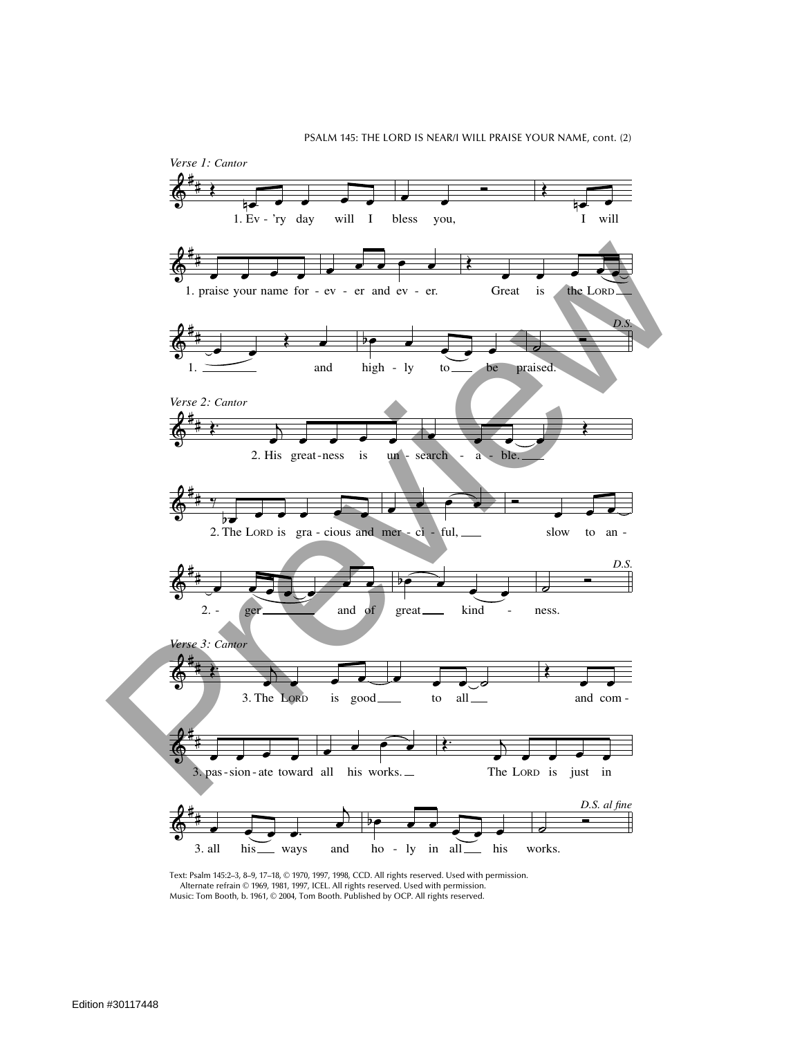*Verse 1: Cantor*

1. Ev - 'ry day will I bless you, I will praise your name for - ev - er and ev - er. Great is the LORD and high - ly to be praised.

*D.S.*

*Verse 2: Cantor*

2. His great-ness is un - search - a - ble. The LORD is gra - cious and mer - ci - ful, slow to an - ger and of great kind - ness.

*D.S.*

*Verse 3: Cantor*

3. The LORD is good to all and com - pas - sion - ate toward all his works. The LORD is just in all his ways and ho - ly in all his works.

*D.S. al fine*

Text: Psalm 145:2–3, 8–9, 17–18, © 1970, 1997, 1998, CCD. All rights reserved. Used with permission.
Alternate refrain © 1969, 1981, 1997, ICEL. All rights reserved. Used with permission.
Music: Tom Booth, b. 1961, © 2004, Tom Booth. Published by OCP. All rights reserved.

Edition #30117448